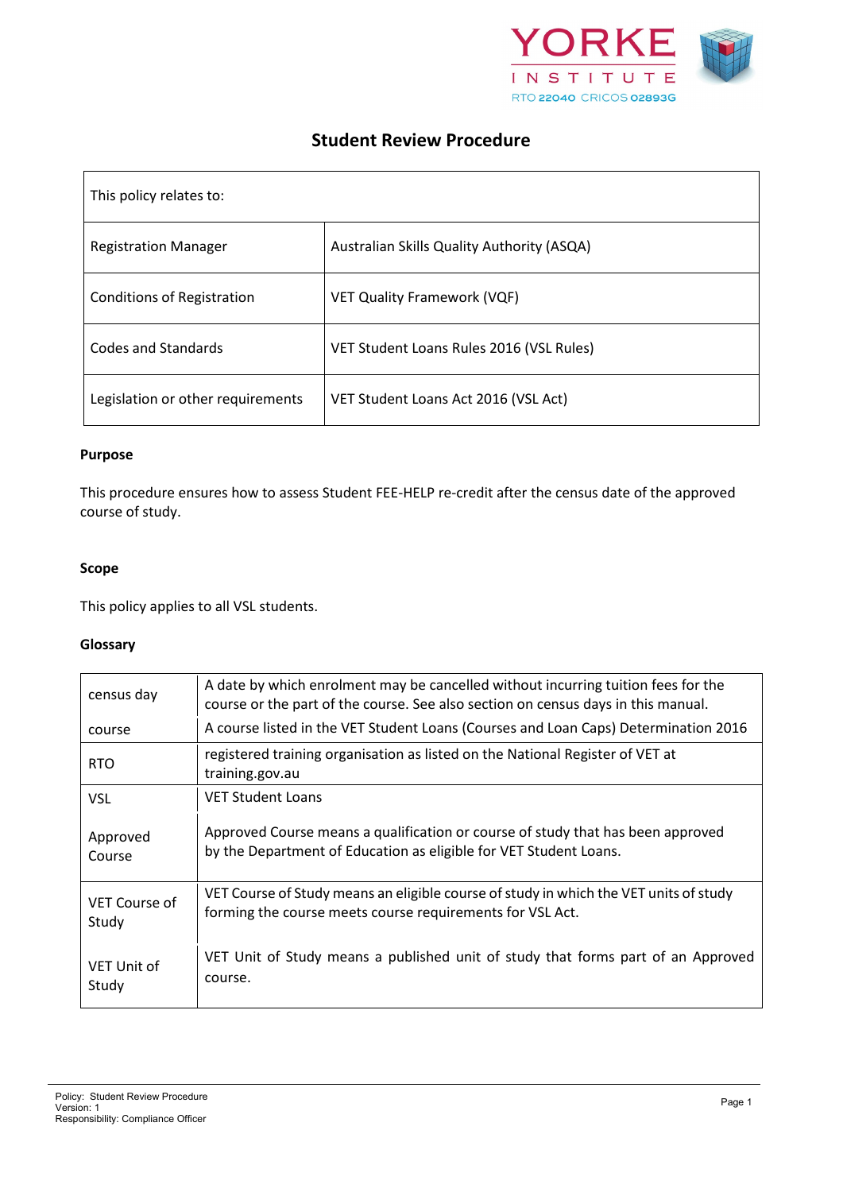# Student Review Procedure

| This policy relates to: | |
|---|---|
| Registration Manager | Australian Skills Quality Authority (ASQA) |
| Conditions of Registration | VET Quality Framework (VQF) |
| Codes and Standards | VET Student Loans Rules 2016 (VSL Rules) |
| Legislation or other requirements | VET Student Loans Act 2016 (VSL Act) |

**Purpose**

This procedure ensures how to assess Student FEE-HELP re-credit after the census date of the approved course of study.

**Scope**

This policy applies to all VSL students.

**Glossary**

| | |
|---|---|
| census day | A date by which enrolment may be cancelled without incurring tuition fees for the course or the part of the course. See also section on census days in this manual. |
| course | A course listed in the VET Student Loans (Courses and Loan Caps) Determination 2016 |
| RTO | registered training organisation as listed on the National Register of VET at training.gov.au |
| VSL | VET Student Loans |
| Approved Course | Approved Course means a qualification or course of study that has been approved by the Department of Education as eligible for VET Student Loans. |
| VET Course of Study | VET Course of Study means an eligible course of study in which the VET units of study forming the course meets course requirements for VSL Act. |
| VET Unit of Study | VET Unit of Study means a published unit of study that forms part of an Approved course. |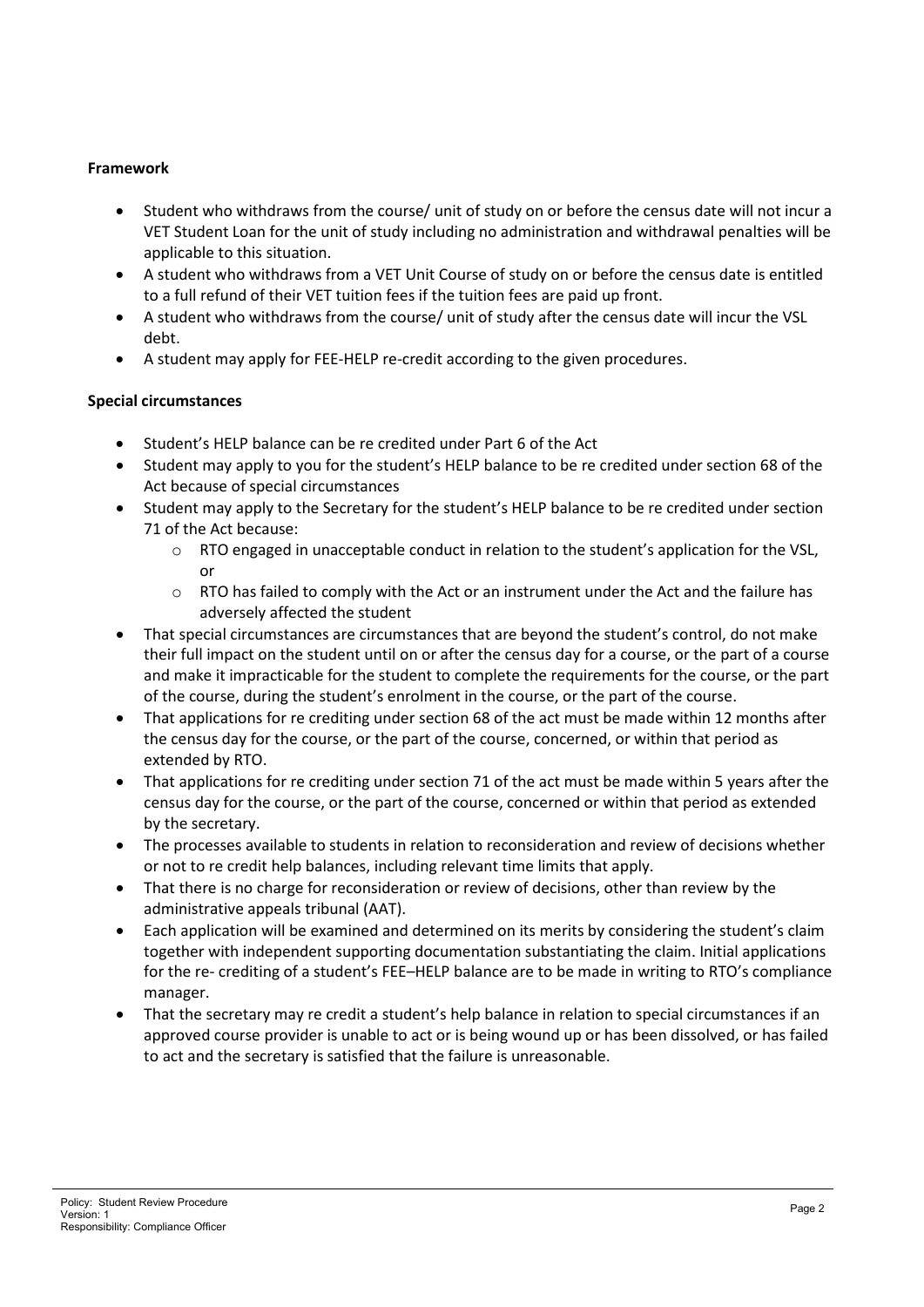**Framework**

- Student who withdraws from the course/ unit of study on or before the census date will not incur a VET Student Loan for the unit of study including no administration and withdrawal penalties will be applicable to this situation.
- A student who withdraws from a VET Unit Course of study on or before the census date is entitled to a full refund of their VET tuition fees if the tuition fees are paid up front.
- A student who withdraws from the course/ unit of study after the census date will incur the VSL debt.
- A student may apply for FEE-HELP re-credit according to the given procedures.

**Special circumstances**

- Student's HELP balance can be re credited under Part 6 of the Act
- Student may apply to you for the student's HELP balance to be re credited under section 68 of the Act because of special circumstances
- Student may apply to the Secretary for the student's HELP balance to be re credited under section 71 of the Act because:
  - RTO engaged in unacceptable conduct in relation to the student's application for the VSL, or
  - RTO has failed to comply with the Act or an instrument under the Act and the failure has adversely affected the student
- That special circumstances are circumstances that are beyond the student's control, do not make their full impact on the student until on or after the census day for a course, or the part of a course and make it impracticable for the student to complete the requirements for the course, or the part of the course, during the student's enrolment in the course, or the part of the course.
- That applications for re crediting under section 68 of the act must be made within 12 months after the census day for the course, or the part of the course, concerned, or within that period as extended by RTO.
- That applications for re crediting under section 71 of the act must be made within 5 years after the census day for the course, or the part of the course, concerned or within that period as extended by the secretary.
- The processes available to students in relation to reconsideration and review of decisions whether or not to re credit help balances, including relevant time limits that apply.
- That there is no charge for reconsideration or review of decisions, other than review by the administrative appeals tribunal (AAT).
- Each application will be examined and determined on its merits by considering the student's claim together with independent supporting documentation substantiating the claim. Initial applications for the re- crediting of a student's FEE–HELP balance are to be made in writing to RTO's compliance manager.
- That the secretary may re credit a student's help balance in relation to special circumstances if an approved course provider is unable to act or is being wound up or has been dissolved, or has failed to act and the secretary is satisfied that the failure is unreasonable.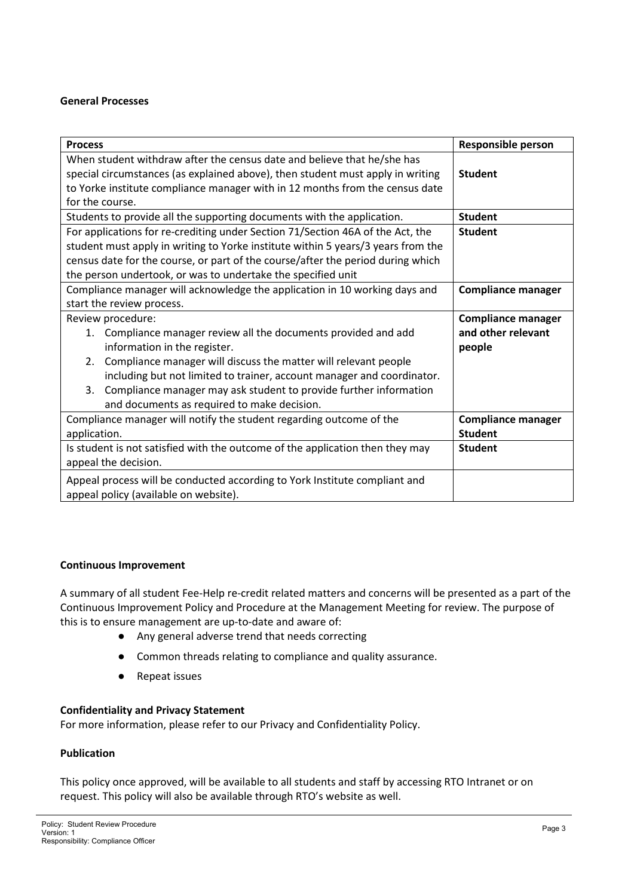**General Processes**

| Process | Responsible person |
|---|---|
| When student withdraw after the census date and believe that he/she has special circumstances (as explained above), then student must apply in writing to Yorke institute compliance manager with in 12 months from the census date for the course. | **Student** |
| Students to provide all the supporting documents with the application. | **Student** |
| For applications for re-crediting under Section 71/Section 46A of the Act, the student must apply in writing to Yorke institute within 5 years/3 years from the census date for the course, or part of the course/after the period during which the person undertook, or was to undertake the specified unit | **Student** |
| Compliance manager will acknowledge the application in 10 working days and start the review process. | **Compliance manager** |
| Review procedure:<br>1. Compliance manager review all the documents provided and add information in the register.<br>2. Compliance manager will discuss the matter will relevant people including but not limited to trainer, account manager and coordinator.<br>3. Compliance manager may ask student to provide further information and documents as required to make decision. | **Compliance manager and other relevant people** |
| Compliance manager will notify the student regarding outcome of the application. | **Compliance manager Student** |
| Is student is not satisfied with the outcome of the application then they may appeal the decision. | **Student** |
| Appeal process will be conducted according to York Institute compliant and appeal policy (available on website). | |

**Continuous Improvement**

A summary of all student Fee-Help re-credit related matters and concerns will be presented as a part of the Continuous Improvement Policy and Procedure at the Management Meeting for review. The purpose of this is to ensure management are up-to-date and aware of:

- Any general adverse trend that needs correcting
- Common threads relating to compliance and quality assurance.
- Repeat issues

**Confidentiality and Privacy Statement**

For more information, please refer to our Privacy and Confidentiality Policy.

**Publication**

This policy once approved, will be available to all students and staff by accessing RTO Intranet or on request. This policy will also be available through RTO's website as well.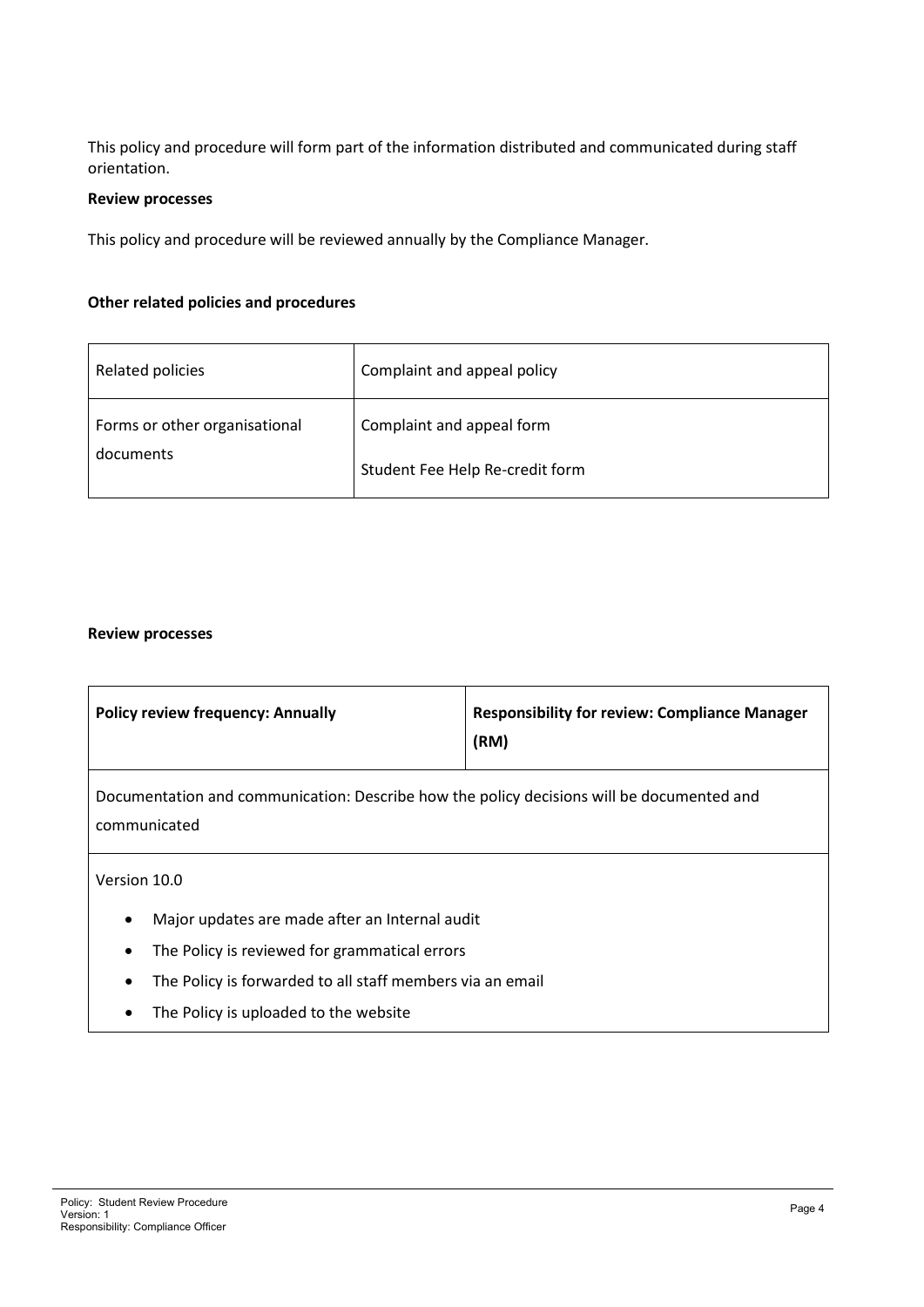This policy and procedure will form part of the information distributed and communicated during staff orientation.

**Review processes**

This policy and procedure will be reviewed annually by the Compliance Manager.

**Other related policies and procedures**

| | |
|---|---|
| Related policies | Complaint and appeal policy |
| Forms or other organisational documents | Complaint and appeal form<br>Student Fee Help Re-credit form |

**Review processes**

| **Policy review frequency: Annually** | **Responsibility for review: Compliance Manager (RM)** |
|---|---|
| Documentation and communication: Describe how the policy decisions will be documented and communicated | |
| Version 10.0<br>• Major updates are made after an Internal audit<br>• The Policy is reviewed for grammatical errors<br>• The Policy is forwarded to all staff members via an email<br>• The Policy is uploaded to the website | |